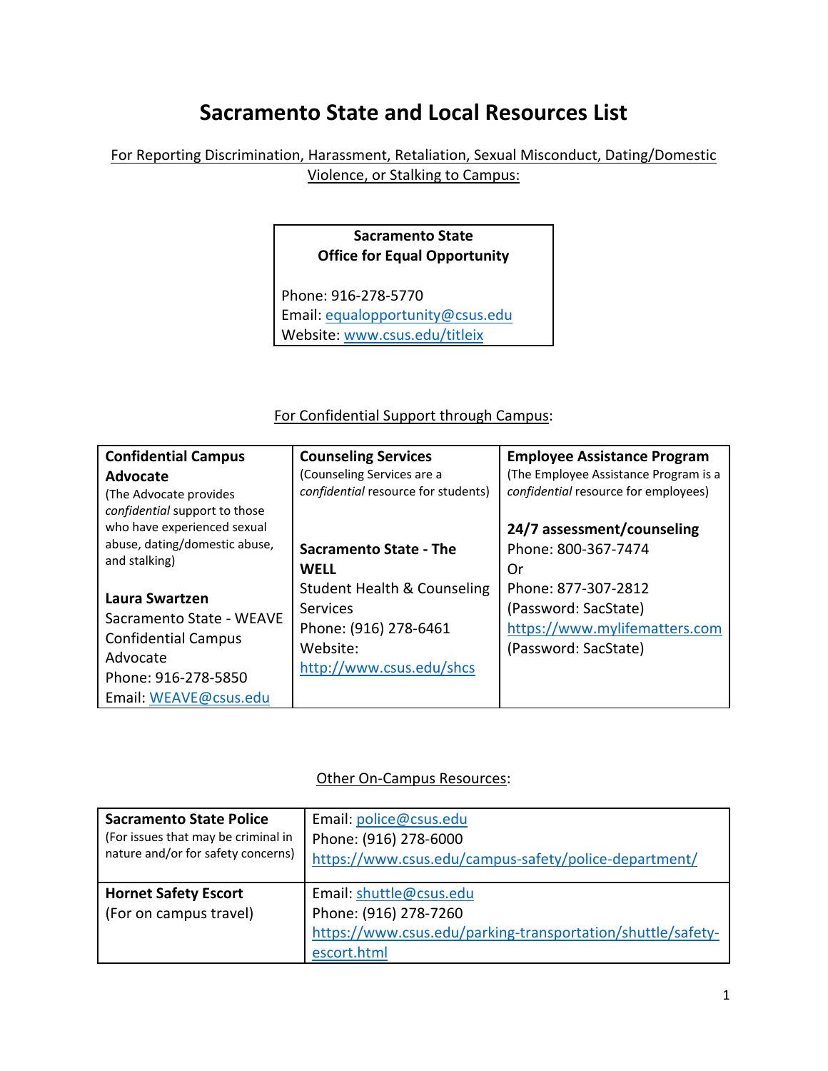# Sacramento State and Local Resources List

For Reporting Discrimination, Harassment, Retaliation, Sexual Misconduct, Dating/Domestic Violence, or Stalking to Campus:

| **Sacramento State Office for Equal Opportunity** |
|---|
| Phone: 916-278-5770<br>Email: equalopportunity@csus.edu<br>Website: www.csus.edu/titleix |

For Confidential Support through Campus:

| **Confidential Campus Advocate**<br>(The Advocate provides *confidential* support to those who have experienced sexual abuse, dating/domestic abuse, and stalking) | **Counseling Services**<br>(Counseling Services are a *confidential* resource for students) | **Employee Assistance Program**<br>(The Employee Assistance Program is a *confidential* resource for employees) |
|---|---|---|
| **Laura Swartzen**<br>Sacramento State - WEAVE Confidential Campus Advocate<br>Phone: 916-278-5850<br>Email: WEAVE@csus.edu | **Sacramento State - The WELL**<br>Student Health & Counseling Services<br>Phone: (916) 278-6461<br>Website: http://www.csus.edu/shcs | **24/7 assessment/counseling**<br>Phone: 800-367-7474<br>Or<br>Phone: 877-307-2812<br>(Password: SacState)<br>https://www.mylifematters.com<br>(Password: SacState) |

Other On-Campus Resources:

| **Sacramento State Police**<br>(For issues that may be criminal in nature and/or for safety concerns) | Email: police@csus.edu<br>Phone: (916) 278-6000<br>https://www.csus.edu/campus-safety/police-department/ |
|---|---|
| **Hornet Safety Escort**<br>(For on campus travel) | Email: shuttle@csus.edu<br>Phone: (916) 278-7260<br>https://www.csus.edu/parking-transportation/shuttle/safety-escort.html |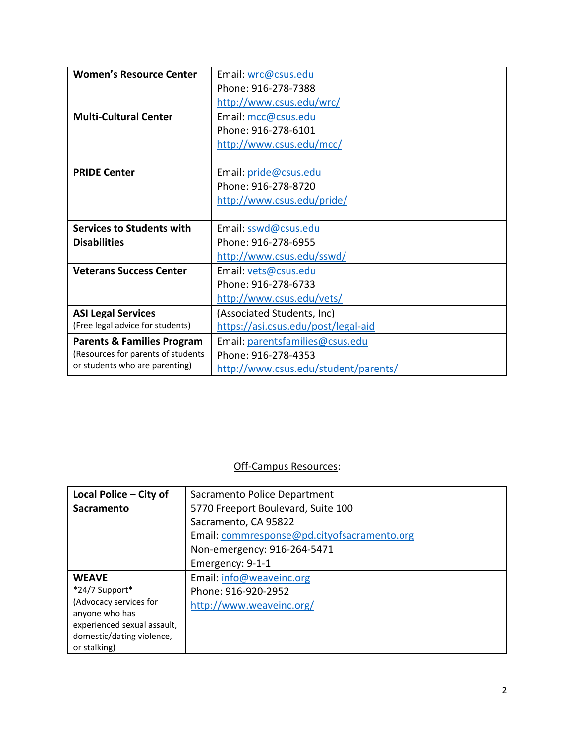| | |
|---|---|
| **Women's Resource Center** | Email: wrc@csus.edu<br>Phone: 916-278-7388<br>http://www.csus.edu/wrc/ |
| **Multi-Cultural Center** | Email: mcc@csus.edu<br>Phone: 916-278-6101<br>http://www.csus.edu/mcc/ |
| **PRIDE Center** | Email: pride@csus.edu<br>Phone: 916-278-8720<br>http://www.csus.edu/pride/ |
| **Services to Students with Disabilities** | Email: sswd@csus.edu<br>Phone: 916-278-6955<br>http://www.csus.edu/sswd/ |
| **Veterans Success Center** | Email: vets@csus.edu<br>Phone: 916-278-6733<br>http://www.csus.edu/vets/ |
| **ASI Legal Services**<br>(Free legal advice for students) | (Associated Students, Inc)<br>https://asi.csus.edu/post/legal-aid |
| **Parents & Families Program**<br>(Resources for parents of students or students who are parenting) | Email: parentsfamilies@csus.edu<br>Phone: 916-278-4353<br>http://www.csus.edu/student/parents/ |

Off-Campus Resources:

| | |
|---|---|
| **Local Police – City of Sacramento** | Sacramento Police Department<br>5770 Freeport Boulevard, Suite 100<br>Sacramento, CA 95822<br>Email: commresponse@pd.cityofsacramento.org<br>Non-emergency: 916-264-5471<br>Emergency: 9-1-1 |
| **WEAVE**<br>*24/7 Support*<br>(Advocacy services for anyone who has experienced sexual assault, domestic/dating violence, or stalking) | Email: info@weaveinc.org<br>Phone: 916-920-2952<br>http://www.weaveinc.org/ |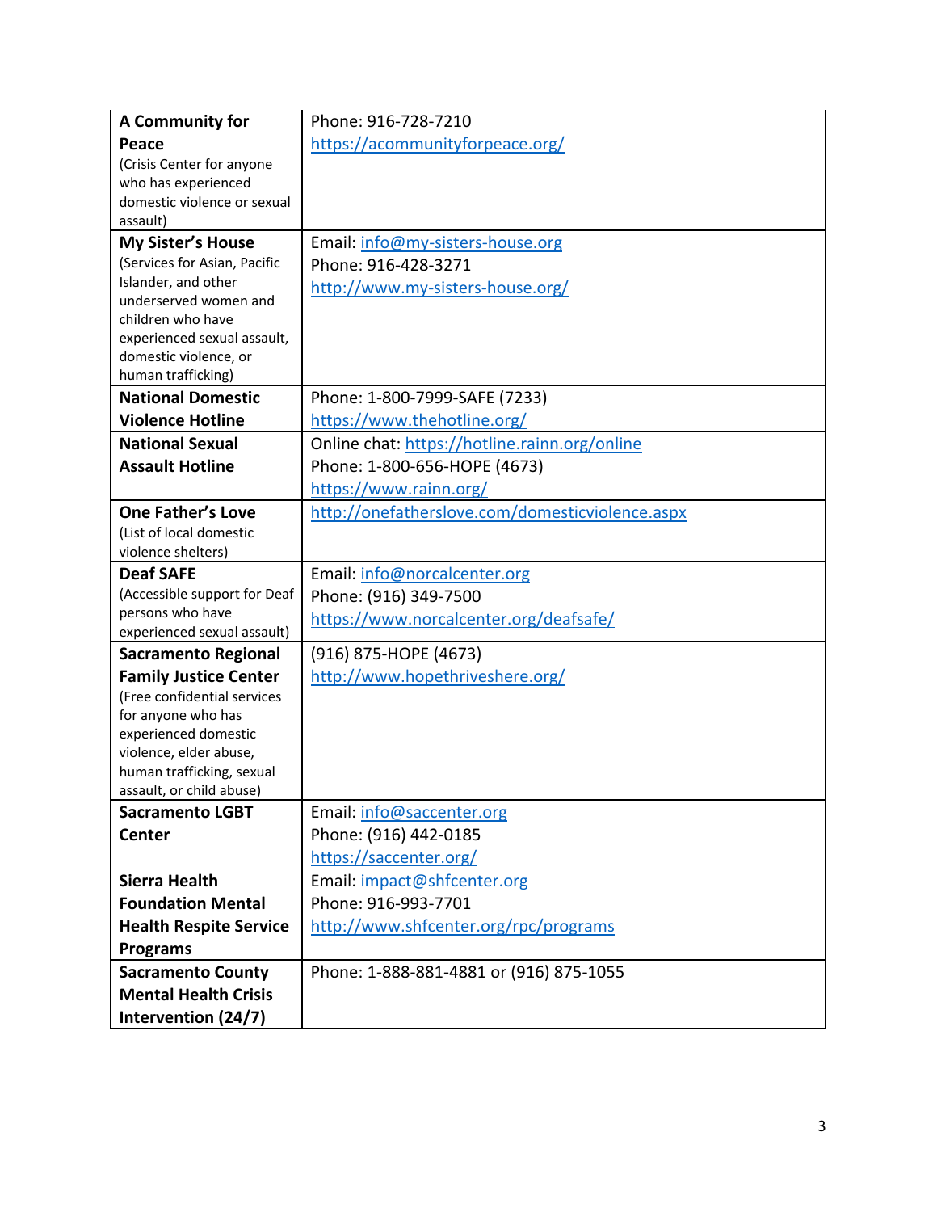| | |
|---|---|
| **A Community for Peace** (Crisis Center for anyone who has experienced domestic violence or sexual assault) | Phone: 916-728-7210<br>https://acommunityforpeace.org/ |
| **My Sister's House** (Services for Asian, Pacific Islander, and other underserved women and children who have experienced sexual assault, domestic violence, or human trafficking) | Email: info@my-sisters-house.org<br>Phone: 916-428-3271<br>http://www.my-sisters-house.org/ |
| **National Domestic Violence Hotline** | Phone: 1-800-7999-SAFE (7233)<br>https://www.thehotline.org/ |
| **National Sexual Assault Hotline** | Online chat: https://hotline.rainn.org/online<br>Phone: 1-800-656-HOPE (4673)<br>https://www.rainn.org/ |
| **One Father's Love** (List of local domestic violence shelters) | http://onefatherslove.com/domesticviolence.aspx |
| **Deaf SAFE** (Accessible support for Deaf persons who have experienced sexual assault) | Email: info@norcalcenter.org<br>Phone: (916) 349-7500<br>https://www.norcalcenter.org/deafsafe/ |
| **Sacramento Regional Family Justice Center** (Free confidential services for anyone who has experienced domestic violence, elder abuse, human trafficking, sexual assault, or child abuse) | (916) 875-HOPE (4673)<br>http://www.hopethriveshere.org/ |
| **Sacramento LGBT Center** | Email: info@saccenter.org<br>Phone: (916) 442-0185<br>https://saccenter.org/ |
| **Sierra Health Foundation Mental Health Respite Service Programs** | Email: impact@shfcenter.org<br>Phone: 916-993-7701<br>http://www.shfcenter.org/rpc/programs |
| **Sacramento County Mental Health Crisis Intervention (24/7)** | Phone: 1-888-881-4881 or (916) 875-1055 |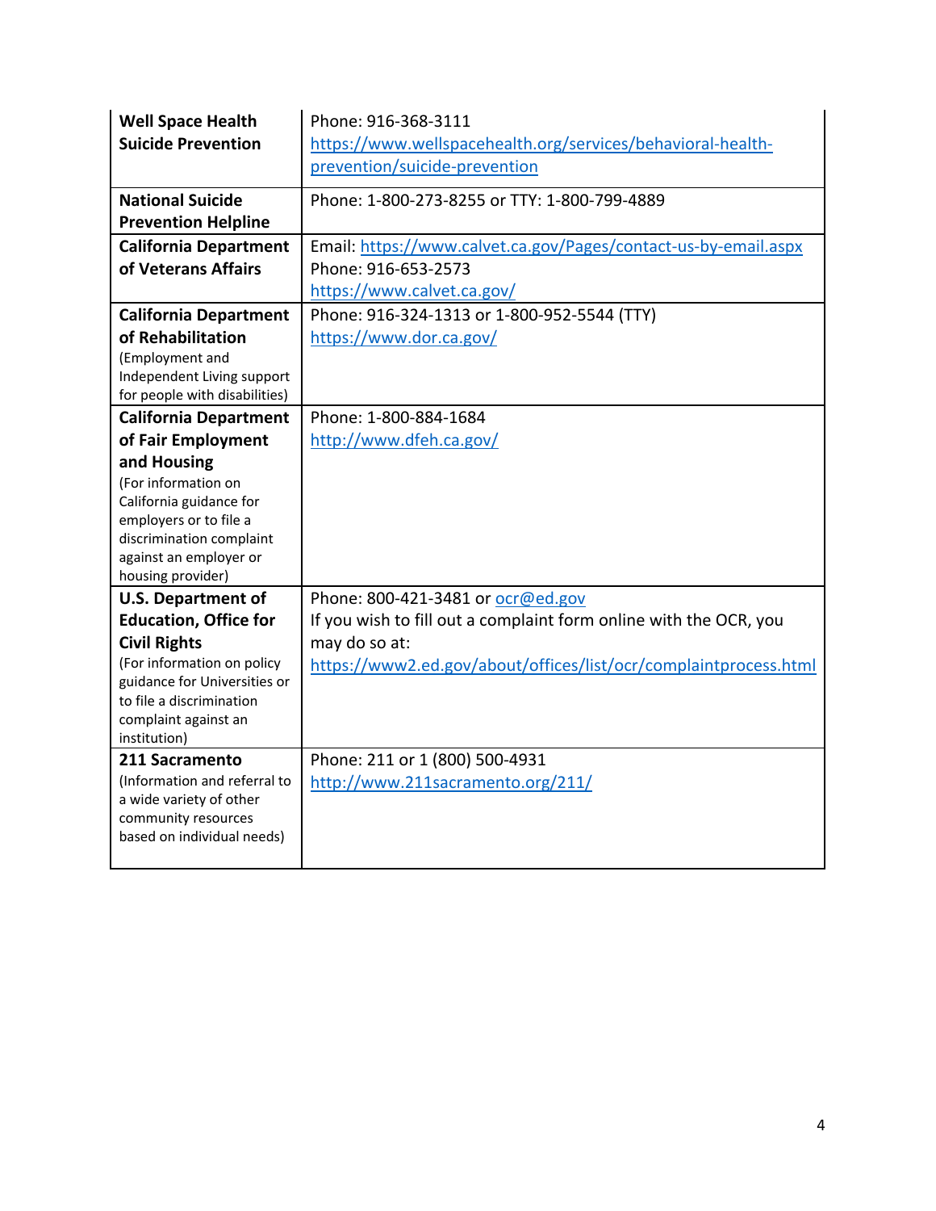| | |
|---|---|
| **Well Space Health Suicide Prevention** | Phone: 916-368-3111<br>https://www.wellspacehealth.org/services/behavioral-health-prevention/suicide-prevention |
| **National Suicide Prevention Helpline** | Phone: 1-800-273-8255 or TTY: 1-800-799-4889 |
| **California Department of Veterans Affairs** | Email: https://www.calvet.ca.gov/Pages/contact-us-by-email.aspx<br>Phone: 916-653-2573<br>https://www.calvet.ca.gov/ |
| **California Department of Rehabilitation**<br>(Employment and Independent Living support for people with disabilities) | Phone: 916-324-1313 or 1-800-952-5544 (TTY)<br>https://www.dor.ca.gov/ |
| **California Department of Fair Employment and Housing**<br>(For information on California guidance for employers or to file a discrimination complaint against an employer or housing provider) | Phone: 1-800-884-1684<br>http://www.dfeh.ca.gov/ |
| **U.S. Department of Education, Office for Civil Rights**<br>(For information on policy guidance for Universities or to file a discrimination complaint against an institution) | Phone: 800-421-3481 or ocr@ed.gov<br>If you wish to fill out a complaint form online with the OCR, you may do so at:<br>https://www2.ed.gov/about/offices/list/ocr/complaintprocess.html |
| **211 Sacramento**<br>(Information and referral to a wide variety of other community resources based on individual needs) | Phone: 211 or 1 (800) 500-4931<br>http://www.211sacramento.org/211/ |